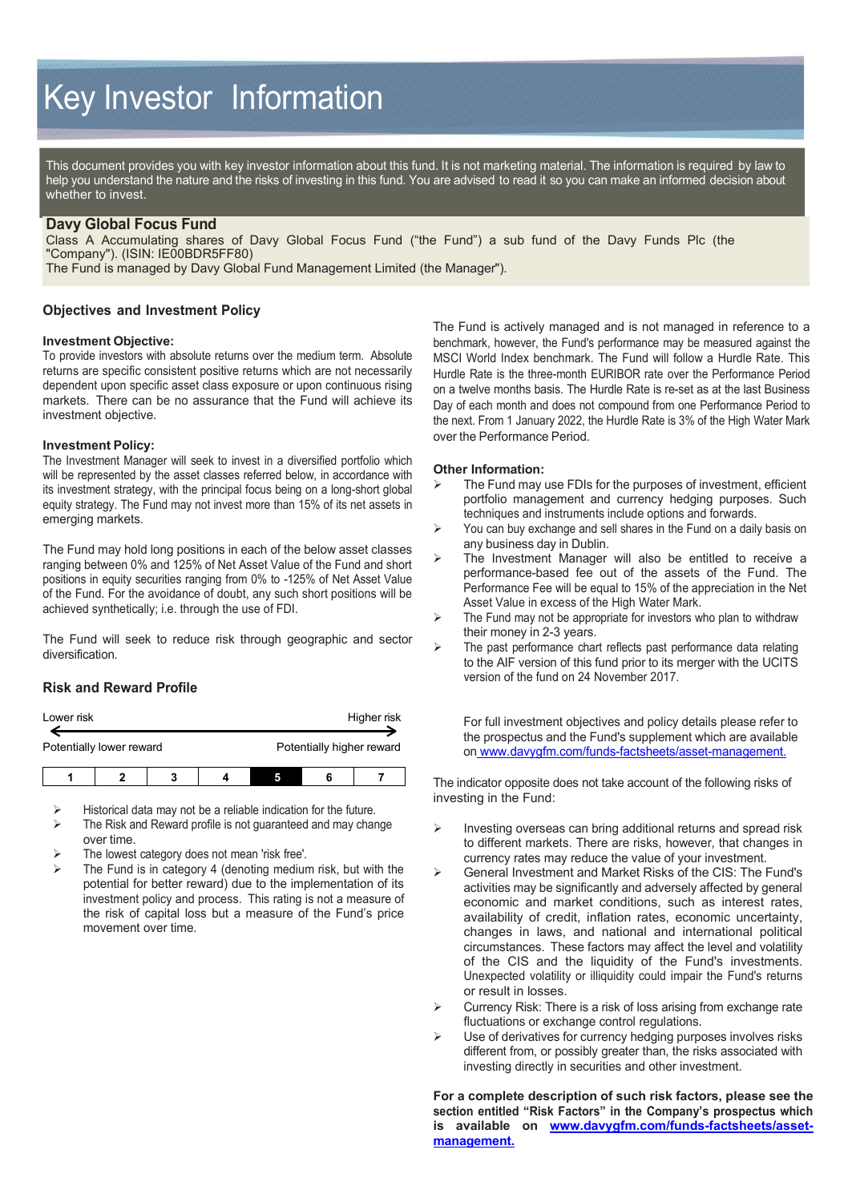# Key Investor Information

This document provides you with key investor information about this fund. It is not marketing material. The information is required by law to help you understand the nature and the risks of investing in this fund. You are advised to read it so you can make an informed decision about whether to invest.

## Davy Global Focus Fund

Class A Accumulating shares of Davy Global Focus Fund ("the Fund") a sub fund of the Davy Funds Plc (the "Company"). (ISIN: IE00BDR5FF80)
The Fund is managed by Davy Global Fund Management Limited (the Manager").

## Objectives and Investment Policy

### Investment Objective:

To provide investors with absolute returns over the medium term. Absolute returns are specific consistent positive returns which are not necessarily dependent upon specific asset class exposure or upon continuous rising markets. There can be no assurance that the Fund will achieve its investment objective.

### Investment Policy:

The Investment Manager will seek to invest in a diversified portfolio which will be represented by the asset classes referred below, in accordance with its investment strategy, with the principal focus being on a long-short global equity strategy. The Fund may not invest more than 15% of its net assets in emerging markets.

The Fund may hold long positions in each of the below asset classes ranging between 0% and 125% of Net Asset Value of the Fund and short positions in equity securities ranging from 0% to -125% of Net Asset Value of the Fund. For the avoidance of doubt, any such short positions will be achieved synthetically; i.e. through the use of FDI.

The Fund will seek to reduce risk through geographic and sector diversification.

The Fund is actively managed and is not managed in reference to a benchmark, however, the Fund's performance may be measured against the MSCI World Index benchmark. The Fund will follow a Hurdle Rate. This Hurdle Rate is the three-month EURIBOR rate over the Performance Period on a twelve months basis. The Hurdle Rate is re-set as at the last Business Day of each month and does not compound from one Performance Period to the next. From 1 January 2022, the Hurdle Rate is 3% of the High Water Mark over the Performance Period.

### Other Information:

- The Fund may use FDIs for the purposes of investment, efficient portfolio management and currency hedging purposes. Such techniques and instruments include options and forwards.
- You can buy exchange and sell shares in the Fund on a daily basis on any business day in Dublin.
- The Investment Manager will also be entitled to receive a performance-based fee out of the assets of the Fund. The Performance Fee will be equal to 15% of the appreciation in the Net Asset Value in excess of the High Water Mark.
- The Fund may not be appropriate for investors who plan to withdraw their money in 2-3 years.
- The past performance chart reflects past performance data relating to the AIF version of this fund prior to its merger with the UCITS version of the fund on 24 November 2017.

For full investment objectives and policy details please refer to the prospectus and the Fund's supplement which are available on www.davygfm.com/funds-factsheets/asset-management.

## Risk and Reward Profile

Lower risk ← → Higher risk

Potentially lower reward — Potentially higher reward

| 1 | 2 | 3 | 4 | **5** | 6 | 7 |
|---|---|---|---|---|---|---|

- Historical data may not be a reliable indication for the future.
- The Risk and Reward profile is not guaranteed and may change over time.
- The lowest category does not mean 'risk free'.
- The Fund is in category 4 (denoting medium risk, but with the potential for better reward) due to the implementation of its investment policy and process. This rating is not a measure of the risk of capital loss but a measure of the Fund's price movement over time.

The indicator opposite does not take account of the following risks of investing in the Fund:

- Investing overseas can bring additional returns and spread risk to different markets. There are risks, however, that changes in currency rates may reduce the value of your investment.
- General Investment and Market Risks of the CIS: The Fund's activities may be significantly and adversely affected by general economic and market conditions, such as interest rates, availability of credit, inflation rates, economic uncertainty, changes in laws, and national and international political circumstances. These factors may affect the level and volatility of the CIS and the liquidity of the Fund's investments. Unexpected volatility or illiquidity could impair the Fund's returns or result in losses.
- Currency Risk: There is a risk of loss arising from exchange rate fluctuations or exchange control regulations.
- Use of derivatives for currency hedging purposes involves risks different from, or possibly greater than, the risks associated with investing directly in securities and other investment.

**For a complete description of such risk factors, please see the section entitled "Risk Factors" in the Company's prospectus which is available on www.davygfm.com/funds-factsheets/asset-management.**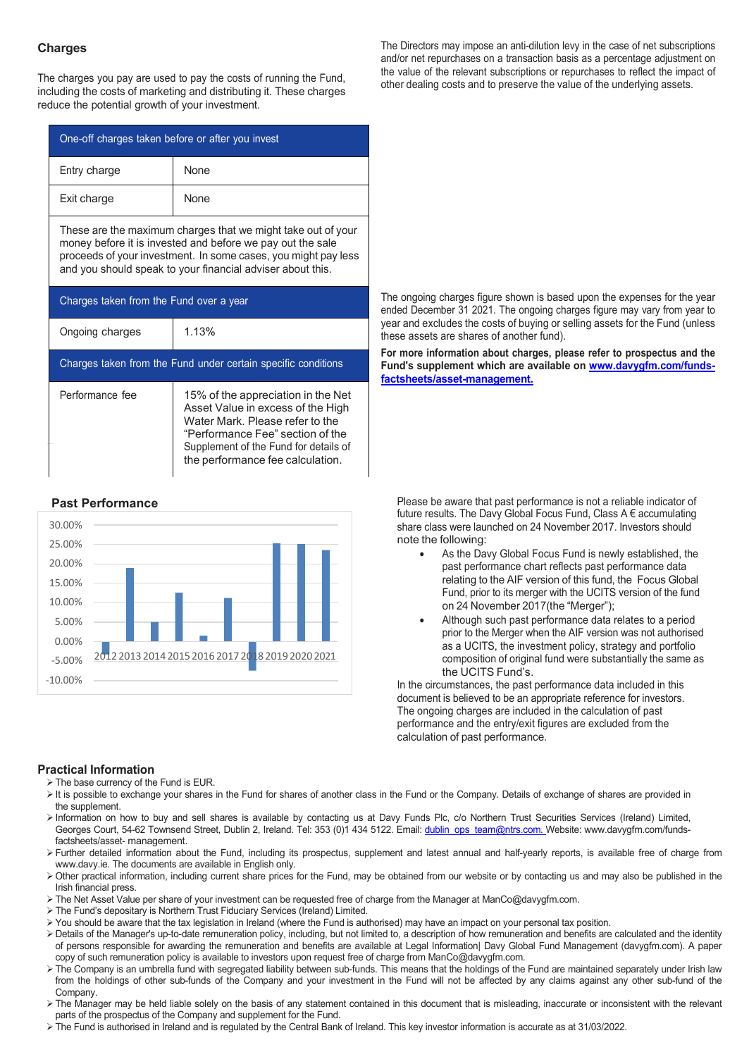## Charges

The charges you pay are used to pay the costs of running the Fund, including the costs of marketing and distributing it. These charges reduce the potential growth of your investment.

| One-off charges taken before or after you invest | |
|---|---|
| Entry charge | None |
| Exit charge | None |
| These are the maximum charges that we might take out of your money before it is invested and before we pay out the sale proceeds of your investment. In some cases, you might pay less and you should speak to your financial adviser about this. | |
| **Charges taken from the Fund over a year** | |
| Ongoing charges | 1.13% |
| **Charges taken from the Fund under certain specific conditions** | |
| Performance fee | 15% of the appreciation in the Net Asset Value in excess of the High Water Mark. Please refer to the "Performance Fee" section of the Supplement of the Fund for details of the performance fee calculation. |

The Directors may impose an anti-dilution levy in the case of net subscriptions and/or net repurchases on a transaction basis as a percentage adjustment on the value of the relevant subscriptions or repurchases to reflect the impact of other dealing costs and to preserve the value of the underlying assets.

The ongoing charges figure shown is based upon the expenses for the year ended December 31 2021. The ongoing charges figure may vary from year to year and excludes the costs of buying or selling assets for the Fund (unless these assets are shares of another fund).

**For more information about charges, please refer to prospectus and the Fund's supplement which are available on [www.davygfm.com/funds-factsheets/asset-management.](www.davygfm.com/funds-factsheets/asset-management)**

## Past Performance

30.00%
25.00%
20.00%
15.00%
10.00%
5.00%
0.00%
-5.00%
-10.00%
2012 2013 2014 2015 2016 2017 2018 2019 2020 2021

Please be aware that past performance is not a reliable indicator of future results. The Davy Global Focus Fund, Class A € accumulating share class were launched on 24 November 2017. Investors should note the following:

- As the Davy Global Focus Fund is newly established, the past performance chart reflects past performance data relating to the AIF version of this fund, the Focus Global Fund, prior to its merger with the UCITS version of the fund on 24 November 2017(the "Merger");
- Although such past performance data relates to a period prior to the Merger when the AIF version was not authorised as a UCITS, the investment policy, strategy and portfolio composition of original fund were substantially the same as the UCITS Fund's.

In the circumstances, the past performance data included in this document is believed to be an appropriate reference for investors. The ongoing charges are included in the calculation of past performance and the entry/exit figures are excluded from the calculation of past performance.

## Practical Information

- The base currency of the Fund is EUR.
- It is possible to exchange your shares in the Fund for shares of another class in the Fund or the Company. Details of exchange of shares are provided in the supplement.
- Information on how to buy and sell shares is available by contacting us at Davy Funds Plc, c/o Northern Trust Securities Services (Ireland) Limited, Georges Court, 54-62 Townsend Street, Dublin 2, Ireland. Tel: 353 (0)1 434 5122. Email: dublin_ops_team@ntrs.com. Website: www.davygfm.com/funds-factsheets/asset- management.
- Further detailed information about the Fund, including its prospectus, supplement and latest annual and half-yearly reports, is available free of charge from www.davy.ie. The documents are available in English only.
- Other practical information, including current share prices for the Fund, may be obtained from our website or by contacting us and may also be published in the Irish financial press.
- The Net Asset Value per share of your investment can be requested free of charge from the Manager at ManCo@davygfm.com.
- The Fund's depositary is Northern Trust Fiduciary Services (Ireland) Limited.
- You should be aware that the tax legislation in Ireland (where the Fund is authorised) may have an impact on your personal tax position.
- Details of the Manager's up-to-date remuneration policy, including, but not limited to, a description of how remuneration and benefits are calculated and the identity of persons responsible for awarding the remuneration and benefits are available at Legal Information| Davy Global Fund Management (davygfm.com). A paper copy of such remuneration policy is available to investors upon request free of charge from ManCo@davygfm.com.
- The Company is an umbrella fund with segregated liability between sub-funds. This means that the holdings of the Fund are maintained separately under Irish law from the holdings of other sub-funds of the Company and your investment in the Fund will not be affected by any claims against any other sub-fund of the Company.
- The Manager may be held liable solely on the basis of any statement contained in this document that is misleading, inaccurate or inconsistent with the relevant parts of the prospectus of the Company and supplement for the Fund.
- The Fund is authorised in Ireland and is regulated by the Central Bank of Ireland. This key investor information is accurate as at 31/03/2022.